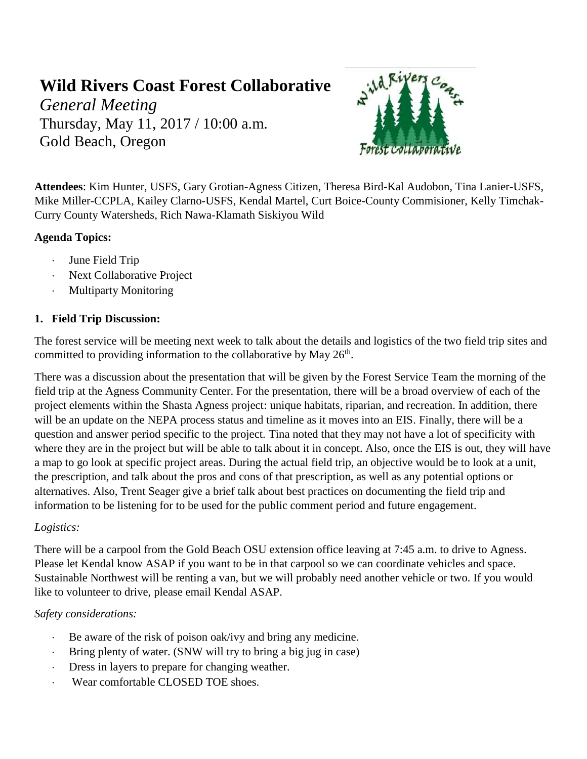# Wild Rivers Coast Forest Collaborative

*General Meeting*

Thursday, May 11, 2017 / 10:00 a.m.

Gold Beach, Oregon

**Attendees**: Kim Hunter, USFS, Gary Grotian-Agness Citizen, Theresa Bird-Kal Audobon, Tina Lanier-USFS, Mike Miller-CCPLA, Kailey Clarno-USFS, Kendal Martel, Curt Boice-County Commisioner, Kelly Timchak-Curry County Watersheds, Rich Nawa-Klamath Siskiyou Wild

**Agenda Topics:**

- June Field Trip
- Next Collaborative Project
- Multiparty Monitoring

**1. Field Trip Discussion:**

The forest service will be meeting next week to talk about the details and logistics of the two field trip sites and committed to providing information to the collaborative by May 26th.

There was a discussion about the presentation that will be given by the Forest Service Team the morning of the field trip at the Agness Community Center. For the presentation, there will be a broad overview of each of the project elements within the Shasta Agness project: unique habitats, riparian, and recreation. In addition, there will be an update on the NEPA process status and timeline as it moves into an EIS. Finally, there will be a question and answer period specific to the project. Tina noted that they may not have a lot of specificity with where they are in the project but will be able to talk about it in concept. Also, once the EIS is out, they will have a map to go look at specific project areas. During the actual field trip, an objective would be to look at a unit, the prescription, and talk about the pros and cons of that prescription, as well as any potential options or alternatives. Also, Trent Seager give a brief talk about best practices on documenting the field trip and information to be listening for to be used for the public comment period and future engagement.

*Logistics:*

There will be a carpool from the Gold Beach OSU extension office leaving at 7:45 a.m. to drive to Agness. Please let Kendal know ASAP if you want to be in that carpool so we can coordinate vehicles and space. Sustainable Northwest will be renting a van, but we will probably need another vehicle or two. If you would like to volunteer to drive, please email Kendal ASAP.

*Safety considerations:*

- Be aware of the risk of poison oak/ivy and bring any medicine.
- Bring plenty of water. (SNW will try to bring a big jug in case)
- Dress in layers to prepare for changing weather.
- Wear comfortable CLOSED TOE shoes.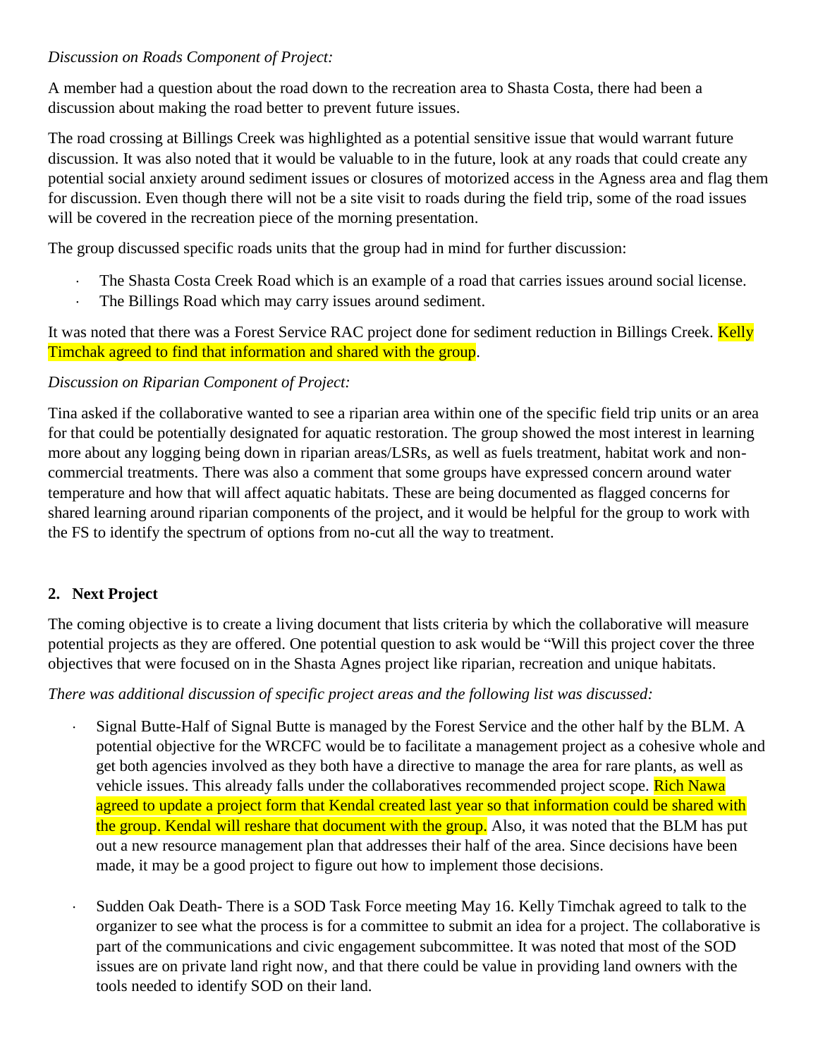*Discussion on Roads Component of Project:*

A member had a question about the road down to the recreation area to Shasta Costa, there had been a discussion about making the road better to prevent future issues.

The road crossing at Billings Creek was highlighted as a potential sensitive issue that would warrant future discussion. It was also noted that it would be valuable to in the future, look at any roads that could create any potential social anxiety around sediment issues or closures of motorized access in the Agness area and flag them for discussion. Even though there will not be a site visit to roads during the field trip, some of the road issues will be covered in the recreation piece of the morning presentation.

The group discussed specific roads units that the group had in mind for further discussion:

- The Shasta Costa Creek Road which is an example of a road that carries issues around social license.
- The Billings Road which may carry issues around sediment.

It was noted that there was a Forest Service RAC project done for sediment reduction in Billings Creek. Kelly Timchak agreed to find that information and shared with the group.

*Discussion on Riparian Component of Project:*

Tina asked if the collaborative wanted to see a riparian area within one of the specific field trip units or an area for that could be potentially designated for aquatic restoration. The group showed the most interest in learning more about any logging being down in riparian areas/LSRs, as well as fuels treatment, habitat work and non-commercial treatments. There was also a comment that some groups have expressed concern around water temperature and how that will affect aquatic habitats. These are being documented as flagged concerns for shared learning around riparian components of the project, and it would be helpful for the group to work with the FS to identify the spectrum of options from no-cut all the way to treatment.

## 2. Next Project

The coming objective is to create a living document that lists criteria by which the collaborative will measure potential projects as they are offered. One potential question to ask would be "Will this project cover the three objectives that were focused on in the Shasta Agnes project like riparian, recreation and unique habitats.

*There was additional discussion of specific project areas and the following list was discussed:*

- Signal Butte-Half of Signal Butte is managed by the Forest Service and the other half by the BLM. A potential objective for the WRCFC would be to facilitate a management project as a cohesive whole and get both agencies involved as they both have a directive to manage the area for rare plants, as well as vehicle issues. This already falls under the collaboratives recommended project scope. Rich Nawa agreed to update a project form that Kendal created last year so that information could be shared with the group. Kendal will reshare that document with the group. Also, it was noted that the BLM has put out a new resource management plan that addresses their half of the area. Since decisions have been made, it may be a good project to figure out how to implement those decisions.

- Sudden Oak Death- There is a SOD Task Force meeting May 16. Kelly Timchak agreed to talk to the organizer to see what the process is for a committee to submit an idea for a project. The collaborative is part of the communications and civic engagement subcommittee. It was noted that most of the SOD issues are on private land right now, and that there could be value in providing land owners with the tools needed to identify SOD on their land.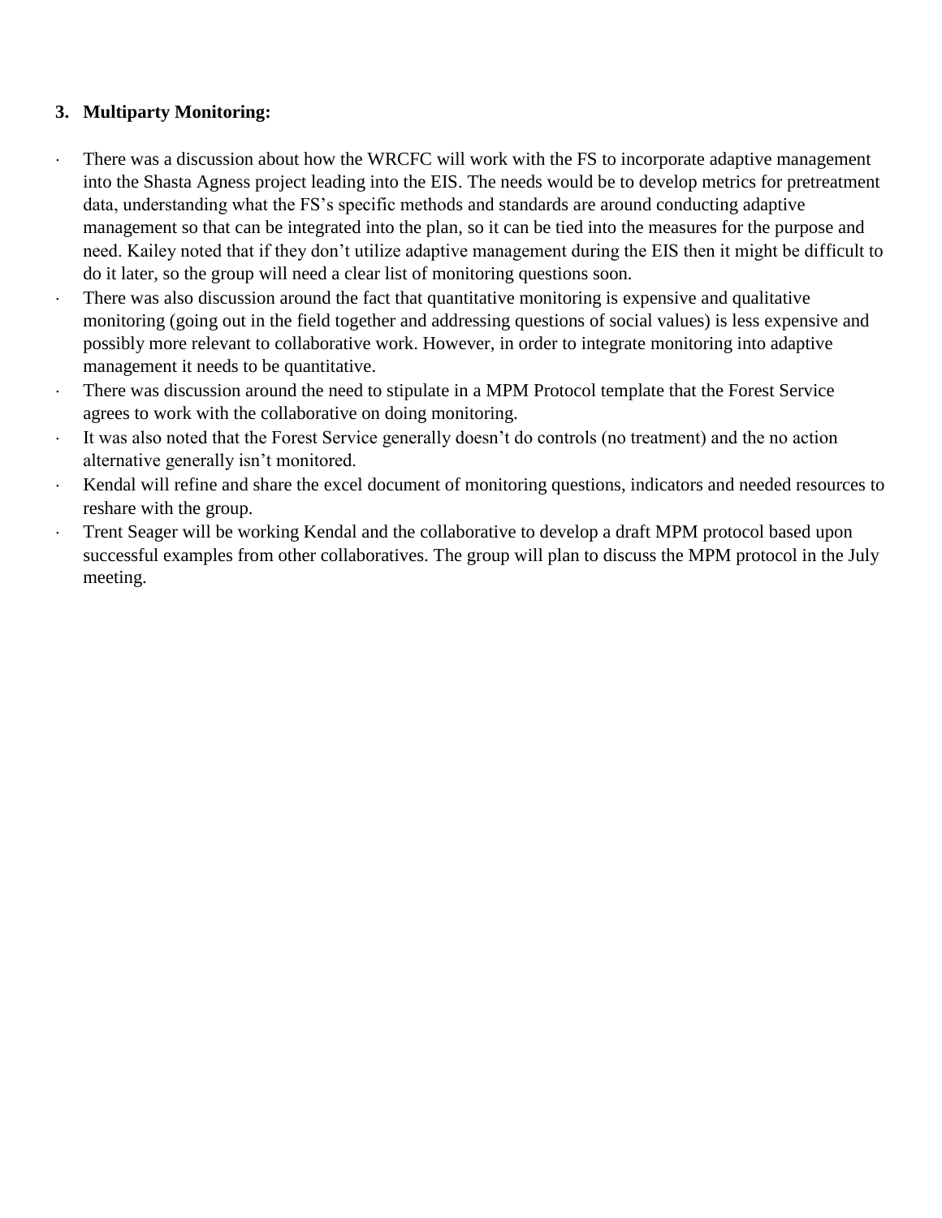3. **Multiparty Monitoring:**

- There was a discussion about how the WRCFC will work with the FS to incorporate adaptive management into the Shasta Agness project leading into the EIS. The needs would be to develop metrics for pretreatment data, understanding what the FS's specific methods and standards are around conducting adaptive management so that can be integrated into the plan, so it can be tied into the measures for the purpose and need. Kailey noted that if they don't utilize adaptive management during the EIS then it might be difficult to do it later, so the group will need a clear list of monitoring questions soon.
- There was also discussion around the fact that quantitative monitoring is expensive and qualitative monitoring (going out in the field together and addressing questions of social values) is less expensive and possibly more relevant to collaborative work. However, in order to integrate monitoring into adaptive management it needs to be quantitative.
- There was discussion around the need to stipulate in a MPM Protocol template that the Forest Service agrees to work with the collaborative on doing monitoring.
- It was also noted that the Forest Service generally doesn't do controls (no treatment) and the no action alternative generally isn't monitored.
- Kendal will refine and share the excel document of monitoring questions, indicators and needed resources to reshare with the group.
- Trent Seager will be working Kendal and the collaborative to develop a draft MPM protocol based upon successful examples from other collaboratives. The group will plan to discuss the MPM protocol in the July meeting.